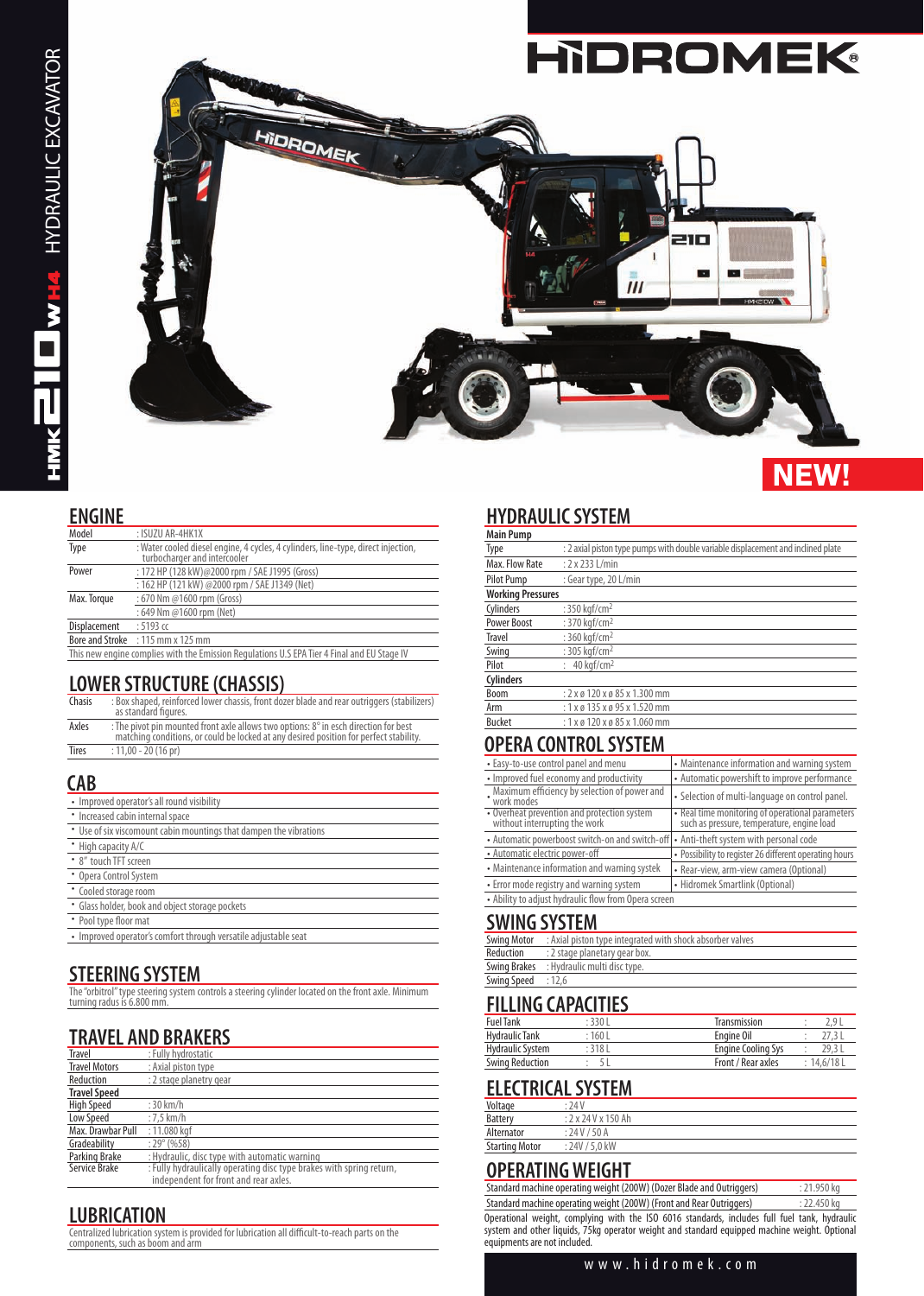# HIDROMEK

HMK 210 W H4 HYDRAULIC EXCAVATOR

NEW!

## ENGINE

| | |
|---|---|
| Model | : ISUZU AR-4HK1X |
| Type | : Water cooled diesel engine, 4 cycles, 4 cylinders, line-type, direct injection, turbocharger and intercooler |
| Power | : 172 HP (128 kW)@2000 rpm / SAE J1995 (Gross) |
| | : 162 HP (121 kW) @2000 rpm / SAE J1349 (Net) |
| Max. Torque | : 670 Nm @1600 rpm (Gross) |
| | : 649 Nm @1600 rpm (Net) |
| Displacement | : 5193 cc |
| Bore and Stroke | : 115 mm x 125 mm |

This new engine complies with the Emission Regulations U.S EPA Tier 4 Final and EU Stage IV

## LOWER STRUCTURE (CHASSIS)

| | |
|---|---|
| Chasis | : Box shaped, reinforced lower chassis, front dozer blade and rear outriggers (stabilizers) as standard figures. |
| Axles | : The pivot pin mounted front axle allows two options: 8° in esch direction for best matching conditions, or could be locked at any desired position for perfect stability. |
| Tires | : 11,00 - 20 (16 pr) |

## CAB

- Improved operator's all round visibility
- Increased cabin internal space
- Use of six viscomount cabin mountings that dampen the vibrations
- High capacity A/C
- 8" touch TFT screen
- Opera Control System
- Cooled storage room
- Glass holder, book and object storage pockets
- Pool type floor mat
- Improved operator's comfort through versatile adjustable seat

## STEERING SYSTEM

The "orbitrol" type steering system controls a steering cylinder located on the front axle. Minimum turning radius is 6.800 mm.

## TRAVEL AND BRAKERS

| | |
|---|---|
| Travel | : Fully hydrostatic |
| Travel Motors | : Axial piston type |
| Reduction | : 2 stage planetry gear |
| **Travel Speed** | |
| High Speed | : 30 km/h |
| Low Speed | : 7,5 km/h |
| Max. Drawbar Pull | : 11.080 kgf |
| Gradeability | : 29° (%58) |
| Parking Brake | : Hydraulic, disc type with automatic warning |
| Service Brake | : Fully hydraulically operating disc type brakes with spring return, independent for front and rear axles. |

## LUBRICATION

Centralized lubrication system is provided for lubrication all difficult-to-reach parts on the components, such as boom and arm

## HYDRAULIC SYSTEM

| | |
|---|---|
| **Main Pump** | |
| Type | : 2 axial piston type pumps with double variable displacement and inclined plate |
| Max. Flow Rate | : 2 x 233 L/min |
| Pilot Pump | : Gear type, 20 L/min |
| **Working Pressures** | |
| Cylinders | : 350 kgf/cm² |
| Power Boost | : 370 kgf/cm² |
| Travel | : 360 kgf/cm² |
| Swing | : 305 kgf/cm² |
| Pilot | : 40 kgf/cm² |
| **Cylinders** | |
| Boom | : 2 x ø 120 x ø 85 x 1.300 mm |
| Arm | : 1 x ø 135 x ø 95 x 1.520 mm |
| Bucket | : 1 x ø 120 x ø 85 x 1.060 mm |

## OPERA CONTROL SYSTEM

| | |
|---|---|
| • Easy-to-use control panel and menu | • Maintenance information and warning system |
| • Improved fuel economy and productivity | • Automatic powershift to improve performance |
| • Maximum efficiency by selection of power and work modes | • Selection of multi-language on control panel. |
| • Overheat prevention and protection system without interrupting the work | • Real time monitoring of operational parameters such as pressure, temperature, engine load |
| • Automatic powerboost switch-on and switch-off | • Anti-theft system with personal code |
| • Automatic electric power-off | • Possibility to register 26 different operating hours |
| • Maintenance information and warning systek | • Rear-view, arm-view camera (Optional) |
| • Error mode registry and warning system | • Hidromek Smartlink (Optional) |
| • Ability to adjust hydraulic flow from Opera screen | |

## SWING SYSTEM

| | |
|---|---|
| Swing Motor | : Axial piston type integrated with shock absorber valves |
| Reduction | : 2 stage planetary gear box. |
| Swing Brakes | : Hydraulic multi disc type. |
| Swing Speed | : 12,6 |

## FILLING CAPACITIES

| | | | |
|---|---|---|---|
| Fuel Tank | : 330 L | Transmission | : 2,9 L |
| Hydraulic Tank | : 160 L | Engine Oil | : 27,3 L |
| Hydraulic System | : 318 L | Engine Cooling Sys | : 29,3 L |
| Swing Reduction | : 5 L | Front / Rear axles | : 14,6/18 L |

## ELECTRICAL SYSTEM

| | |
|---|---|
| Voltage | : 24 V |
| Battery | : 2 x 24 V x 150 Ah |
| Alternator | : 24 V / 50 A |
| Starting Motor | : 24V / 5,0 kW |

## OPERATING WEIGHT

| | |
|---|---|
| Standard machine operating weight (200W) (Dozer Blade and Outriggers) | : 21.950 kg |
| Standard machine operating weight (200W) (Front and Rear Outriggers) | : 22.450 kg |

Operational weight, complying with the ISO 6016 standards, includes full fuel tank, hydraulic system and other liquids, 75kg operator weight and standard equipped machine weight. Optional equipments are not included.

www.hidromek.com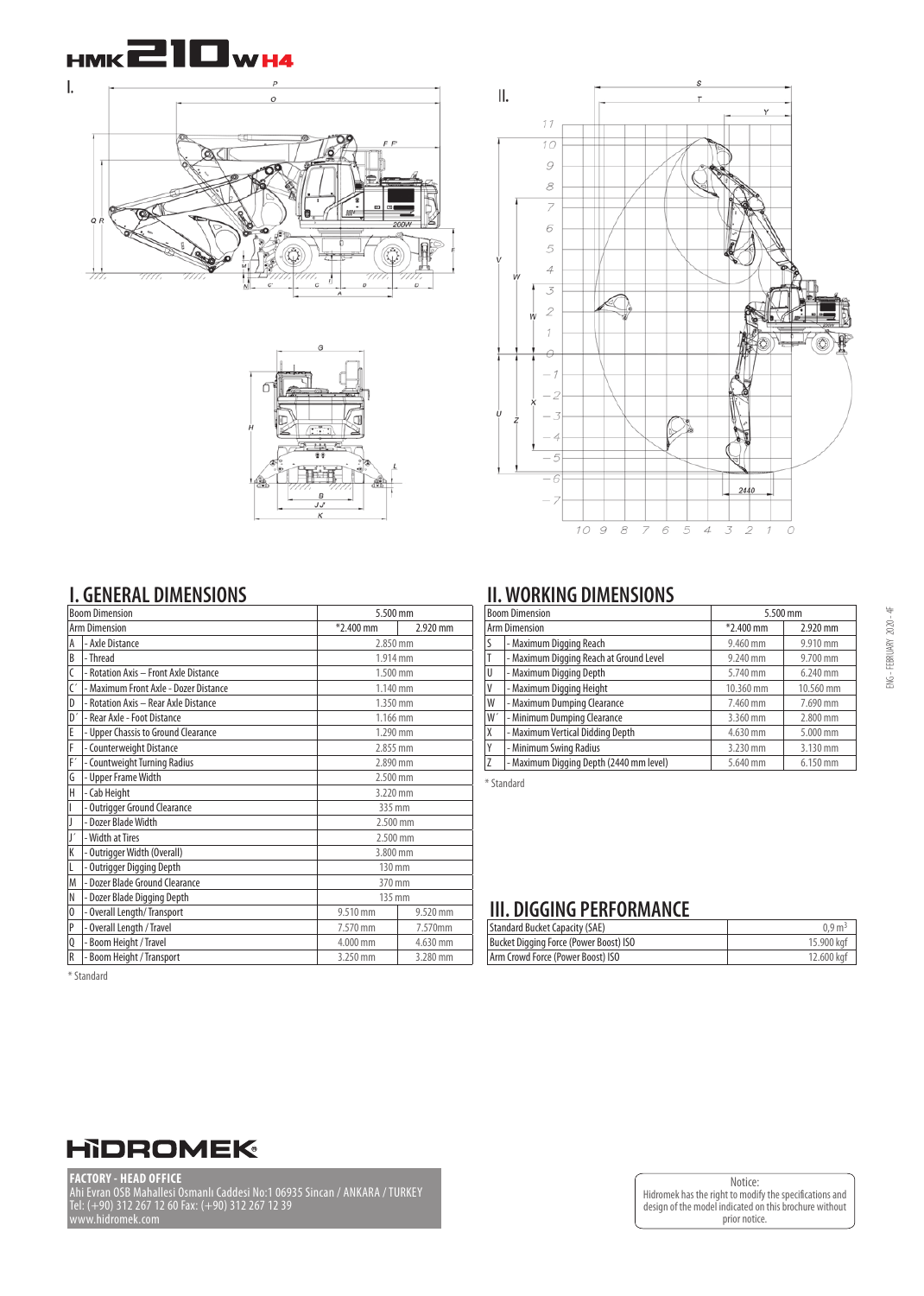# HMK 210 WH4

I.

II.

## I. GENERAL DIMENSIONS

| Boom Dimension | | 5.500 mm | |
|---|---|---|---|
| Arm Dimension | | *2.400 mm | 2.920 mm |
| A | - Axle Distance | 2.850 mm | |
| B | - Thread | 1.914 mm | |
| C | - Rotation Axis – Front Axle Distance | 1.500 mm | |
| C´ | - Maximum Front Axle - Dozer Distance | 1.140 mm | |
| D | - Rotation Axis – Rear Axle Distance | 1.350 mm | |
| D´ | - Rear Axle - Foot Distance | 1.166 mm | |
| E | - Upper Chassis to Ground Clearance | 1.290 mm | |
| F | - Counterweight Distance | 2.855 mm | |
| F´ | - Countweight Turning Radius | 2.890 mm | |
| G | - Upper Frame Width | 2.500 mm | |
| H | - Cab Height | 3.220 mm | |
| I | - Outrigger Ground Clearance | 335 mm | |
| J | - Dozer Blade Width | 2.500 mm | |
| J´ | - Width at Tires | 2.500 mm | |
| K | - Outrigger Width (Overall) | 3.800 mm | |
| L | - Outrigger Digging Depth | 130 mm | |
| M | - Dozer Blade Ground Clearance | 370 mm | |
| N | - Dozer Blade Digging Depth | 135 mm | |
| O | - Overall Length/ Transport | 9.510 mm | 9.520 mm |
| P | - Overall Length / Travel | 7.570 mm | 7.570mm |
| Q | - Boom Height / Travel | 4.000 mm | 4.630 mm |
| R | - Boom Height / Transport | 3.250 mm | 3.280 mm |

\* Standard

## II. WORKING DIMENSIONS

| Boom Dimension | | 5.500 mm | |
|---|---|---|---|
| Arm Dimension | | *2.400 mm | 2.920 mm |
| S | - Maximum Digging Reach | 9.460 mm | 9.910 mm |
| T | - Maximum Digging Reach at Ground Level | 9.240 mm | 9.700 mm |
| U | - Maximum Digging Depth | 5.740 mm | 6.240 mm |
| V | - Maximum Digging Height | 10.360 mm | 10.560 mm |
| W | - Maximum Dumping Clearance | 7.460 mm | 7.690 mm |
| W´ | - Minimum Dumping Clearance | 3.360 mm | 2.800 mm |
| X | - Maximum Vertical Didding Depth | 4.630 mm | 5.000 mm |
| Y | - Minimum Swing Radius | 3.230 mm | 3.130 mm |
| Z | - Maximum Digging Depth (2440 mm level) | 5.640 mm | 6.150 mm |

\* Standard

## III. DIGGING PERFORMANCE

| | |
|---|---|
| Standard Bucket Capacity (SAE) | 0,9 $m^3$ |
| Bucket Digging Force (Power Boost) ISO | 15.900 kgf |
| Arm Crowd Force (Power Boost) ISO | 12.600 kgf |

HİDROMEK

**FACTORY - HEAD OFFICE**
Ahi Evran OSB Mahallesi Osmanlı Caddesi No:1 06935 Sincan / ANKARA / TURKEY
Tel: (+90) 312 267 12 60 Fax: (+90) 312 267 12 39
www.hidromek.com

Notice:
Hidromek has the right to modify the specifications and design of the model indicated on this brochure without prior notice.

ENG - FEBRUARY 2020 - 4F